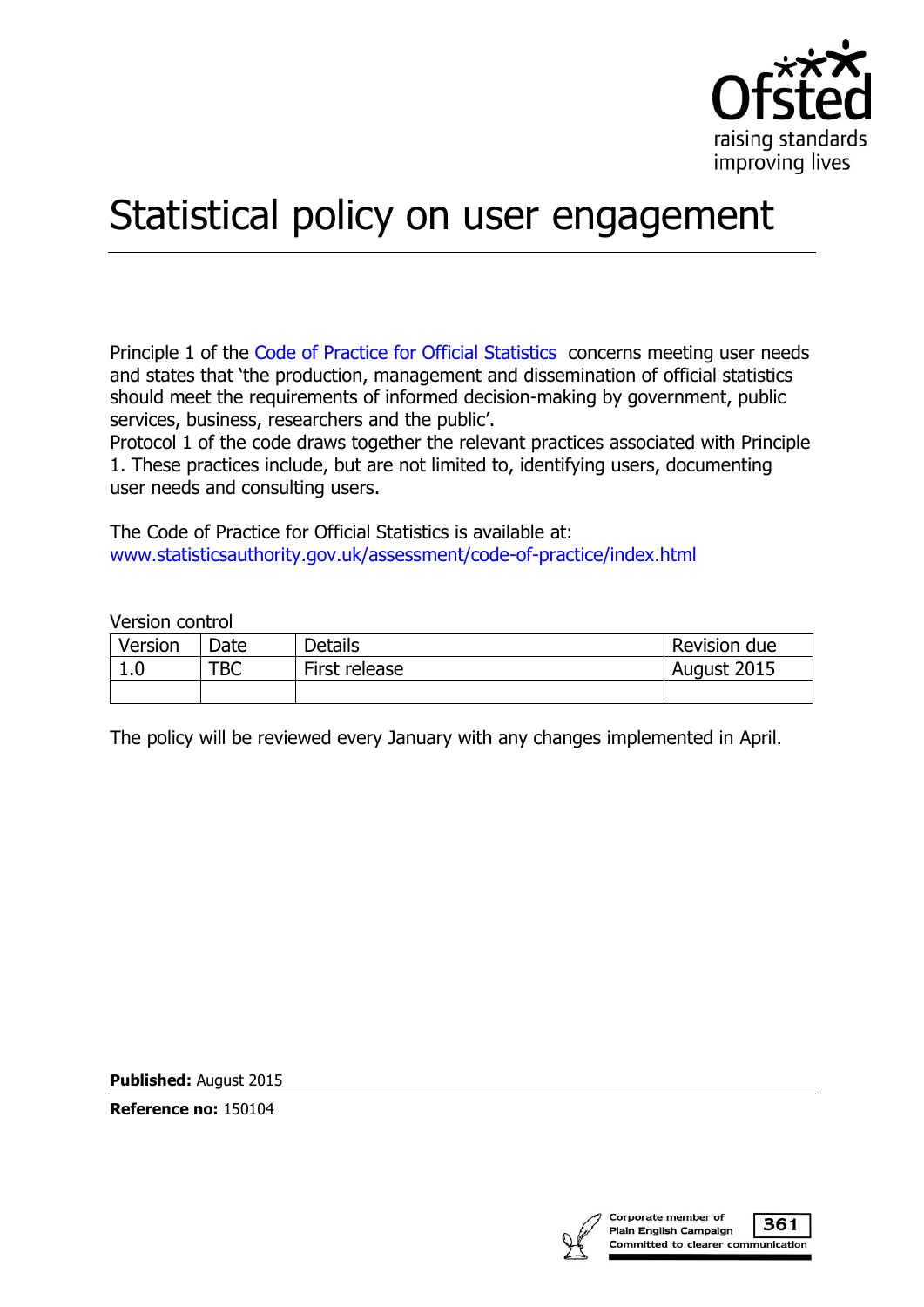# Statistical policy on user engagement

Principle 1 of the Code of Practice for Official Statistics concerns meeting user needs and states that 'the production, management and dissemination of official statistics should meet the requirements of informed decision-making by government, public services, business, researchers and the public'.
Protocol 1 of the code draws together the relevant practices associated with Principle 1. These practices include, but are not limited to, identifying users, documenting user needs and consulting users.

The Code of Practice for Official Statistics is available at:
www.statisticsauthority.gov.uk/assessment/code-of-practice/index.html

Version control

| Version | Date | Details | Revision due |
|---|---|---|---|
| 1.0 | TBC | First release | August 2015 |
| | | | |

The policy will be reviewed every January with any changes implemented in April.

**Published:** August 2015

**Reference no:** 150104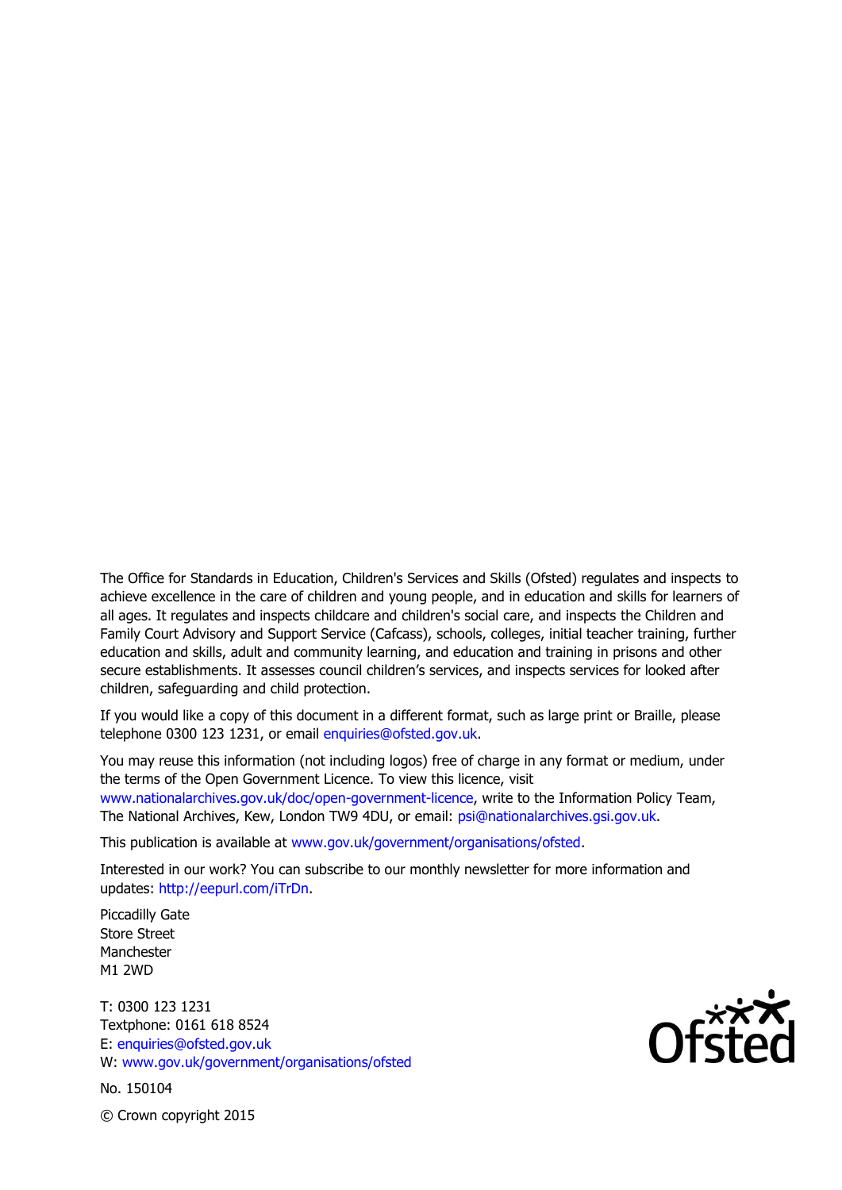The Office for Standards in Education, Children's Services and Skills (Ofsted) regulates and inspects to achieve excellence in the care of children and young people, and in education and skills for learners of all ages. It regulates and inspects childcare and children's social care, and inspects the Children and Family Court Advisory and Support Service (Cafcass), schools, colleges, initial teacher training, further education and skills, adult and community learning, and education and training in prisons and other secure establishments. It assesses council children's services, and inspects services for looked after children, safeguarding and child protection.

If you would like a copy of this document in a different format, such as large print or Braille, please telephone 0300 123 1231, or email enquiries@ofsted.gov.uk.

You may reuse this information (not including logos) free of charge in any format or medium, under the terms of the Open Government Licence. To view this licence, visit www.nationalarchives.gov.uk/doc/open-government-licence, write to the Information Policy Team, The National Archives, Kew, London TW9 4DU, or email: psi@nationalarchives.gsi.gov.uk.

This publication is available at www.gov.uk/government/organisations/ofsted.

Interested in our work? You can subscribe to our monthly newsletter for more information and updates: http://eepurl.com/iTrDn.

Piccadilly Gate
Store Street
Manchester
M1 2WD

T: 0300 123 1231
Textphone: 0161 618 8524
E: enquiries@ofsted.gov.uk
W: www.gov.uk/government/organisations/ofsted

No. 150104

© Crown copyright 2015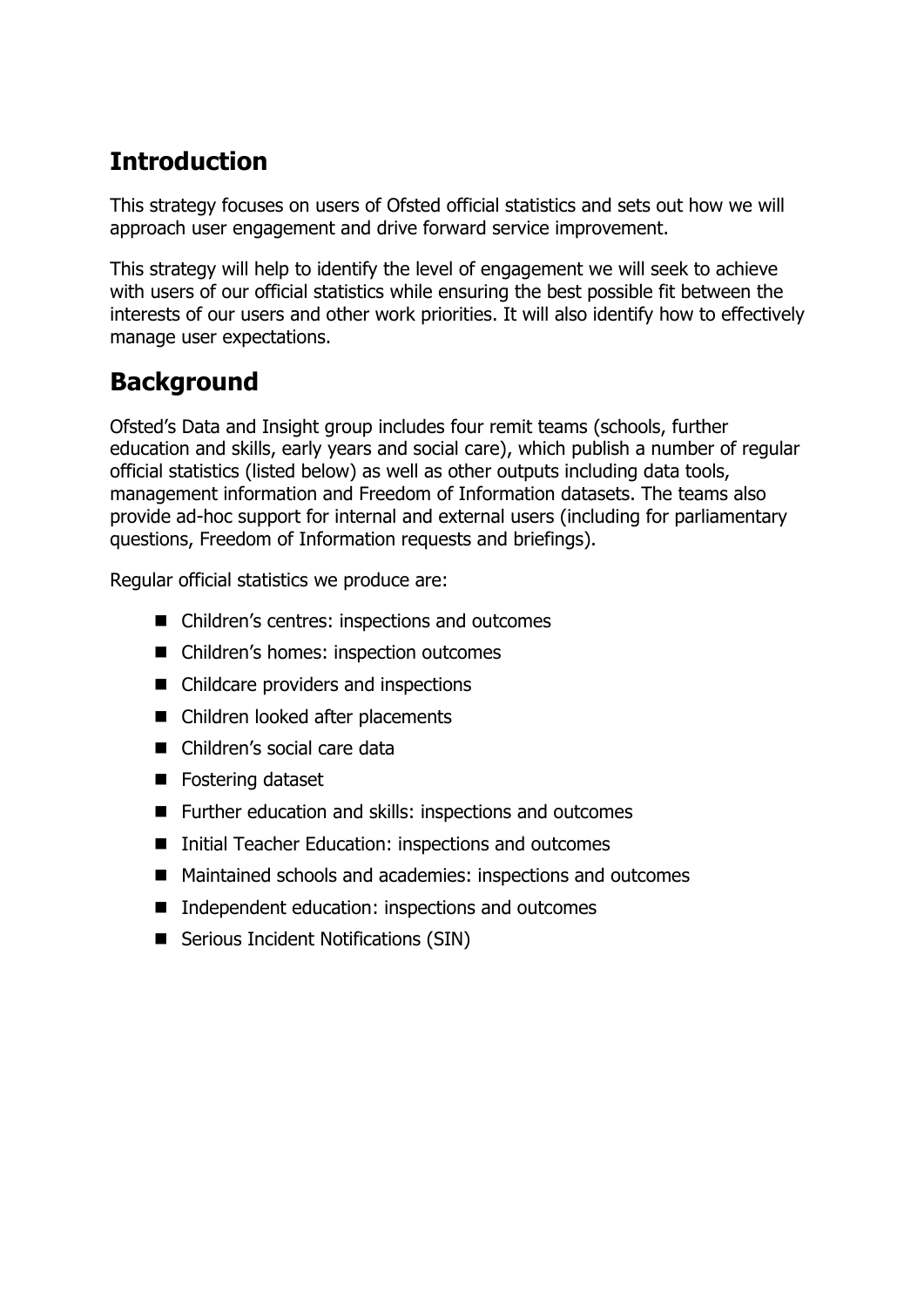## Introduction

This strategy focuses on users of Ofsted official statistics and sets out how we will approach user engagement and drive forward service improvement.

This strategy will help to identify the level of engagement we will seek to achieve with users of our official statistics while ensuring the best possible fit between the interests of our users and other work priorities. It will also identify how to effectively manage user expectations.

## Background

Ofsted's Data and Insight group includes four remit teams (schools, further education and skills, early years and social care), which publish a number of regular official statistics (listed below) as well as other outputs including data tools, management information and Freedom of Information datasets. The teams also provide ad-hoc support for internal and external users (including for parliamentary questions, Freedom of Information requests and briefings).

Regular official statistics we produce are:

- Children's centres: inspections and outcomes
- Children's homes: inspection outcomes
- Childcare providers and inspections
- Children looked after placements
- Children's social care data
- Fostering dataset
- Further education and skills: inspections and outcomes
- Initial Teacher Education: inspections and outcomes
- Maintained schools and academies: inspections and outcomes
- Independent education: inspections and outcomes
- Serious Incident Notifications (SIN)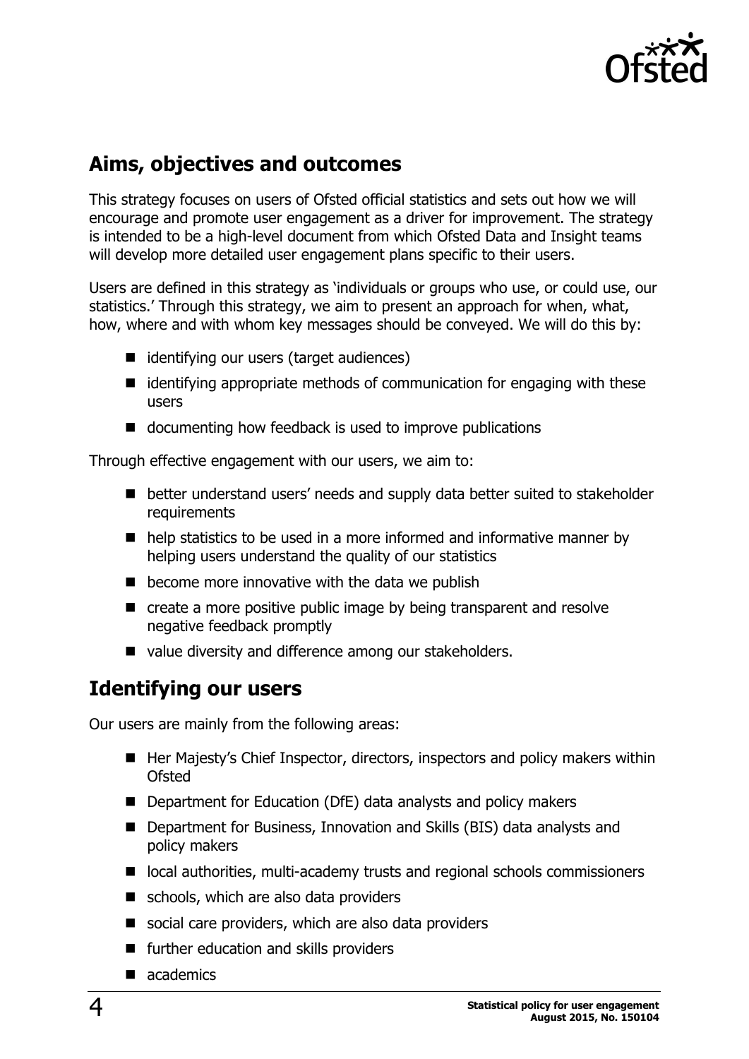## Aims, objectives and outcomes

This strategy focuses on users of Ofsted official statistics and sets out how we will encourage and promote user engagement as a driver for improvement. The strategy is intended to be a high-level document from which Ofsted Data and Insight teams will develop more detailed user engagement plans specific to their users.

Users are defined in this strategy as 'individuals or groups who use, or could use, our statistics.' Through this strategy, we aim to present an approach for when, what, how, where and with whom key messages should be conveyed. We will do this by:

- identifying our users (target audiences)
- identifying appropriate methods of communication for engaging with these users
- documenting how feedback is used to improve publications

Through effective engagement with our users, we aim to:

- better understand users' needs and supply data better suited to stakeholder requirements
- help statistics to be used in a more informed and informative manner by helping users understand the quality of our statistics
- become more innovative with the data we publish
- create a more positive public image by being transparent and resolve negative feedback promptly
- value diversity and difference among our stakeholders.

## Identifying our users

Our users are mainly from the following areas:

- Her Majesty's Chief Inspector, directors, inspectors and policy makers within Ofsted
- Department for Education (DfE) data analysts and policy makers
- Department for Business, Innovation and Skills (BIS) data analysts and policy makers
- local authorities, multi-academy trusts and regional schools commissioners
- schools, which are also data providers
- social care providers, which are also data providers
- further education and skills providers
- academics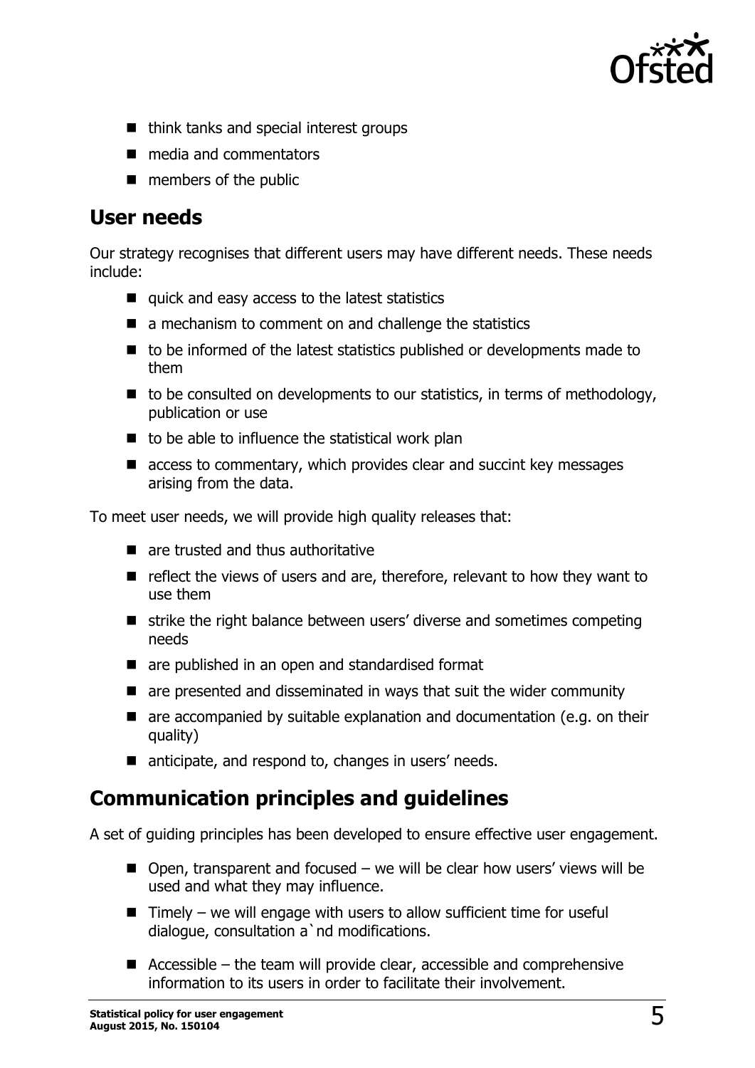- think tanks and special interest groups
- media and commentators
- members of the public

## User needs

Our strategy recognises that different users may have different needs. These needs include:

- quick and easy access to the latest statistics
- a mechanism to comment on and challenge the statistics
- to be informed of the latest statistics published or developments made to them
- to be consulted on developments to our statistics, in terms of methodology, publication or use
- to be able to influence the statistical work plan
- access to commentary, which provides clear and succint key messages arising from the data.

To meet user needs, we will provide high quality releases that:

- are trusted and thus authoritative
- reflect the views of users and are, therefore, relevant to how they want to use them
- strike the right balance between users' diverse and sometimes competing needs
- are published in an open and standardised format
- are presented and disseminated in ways that suit the wider community
- are accompanied by suitable explanation and documentation (e.g. on their quality)
- anticipate, and respond to, changes in users' needs.

## Communication principles and guidelines

A set of guiding principles has been developed to ensure effective user engagement.

- Open, transparent and focused – we will be clear how users' views will be used and what they may influence.
- Timely – we will engage with users to allow sufficient time for useful dialogue, consultation a`nd modifications.
- Accessible – the team will provide clear, accessible and comprehensive information to its users in order to facilitate their involvement.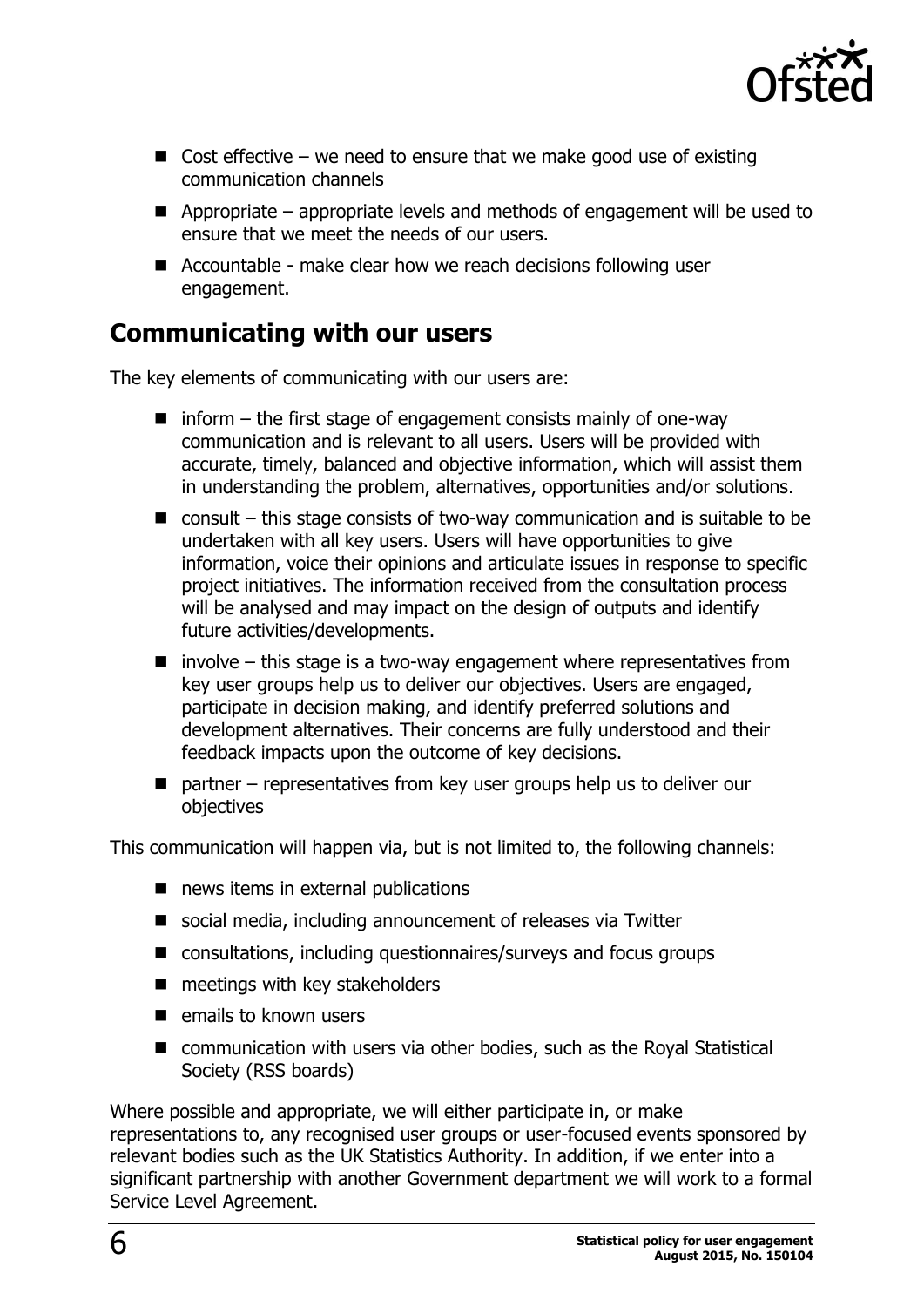- Cost effective – we need to ensure that we make good use of existing communication channels
- Appropriate – appropriate levels and methods of engagement will be used to ensure that we meet the needs of our users.
- Accountable - make clear how we reach decisions following user engagement.

## Communicating with our users

The key elements of communicating with our users are:

- inform – the first stage of engagement consists mainly of one-way communication and is relevant to all users. Users will be provided with accurate, timely, balanced and objective information, which will assist them in understanding the problem, alternatives, opportunities and/or solutions.
- consult – this stage consists of two-way communication and is suitable to be undertaken with all key users. Users will have opportunities to give information, voice their opinions and articulate issues in response to specific project initiatives. The information received from the consultation process will be analysed and may impact on the design of outputs and identify future activities/developments.
- involve – this stage is a two-way engagement where representatives from key user groups help us to deliver our objectives. Users are engaged, participate in decision making, and identify preferred solutions and development alternatives. Their concerns are fully understood and their feedback impacts upon the outcome of key decisions.
- partner – representatives from key user groups help us to deliver our objectives

This communication will happen via, but is not limited to, the following channels:

- news items in external publications
- social media, including announcement of releases via Twitter
- consultations, including questionnaires/surveys and focus groups
- meetings with key stakeholders
- emails to known users
- communication with users via other bodies, such as the Royal Statistical Society (RSS boards)

Where possible and appropriate, we will either participate in, or make representations to, any recognised user groups or user-focused events sponsored by relevant bodies such as the UK Statistics Authority. In addition, if we enter into a significant partnership with another Government department we will work to a formal Service Level Agreement.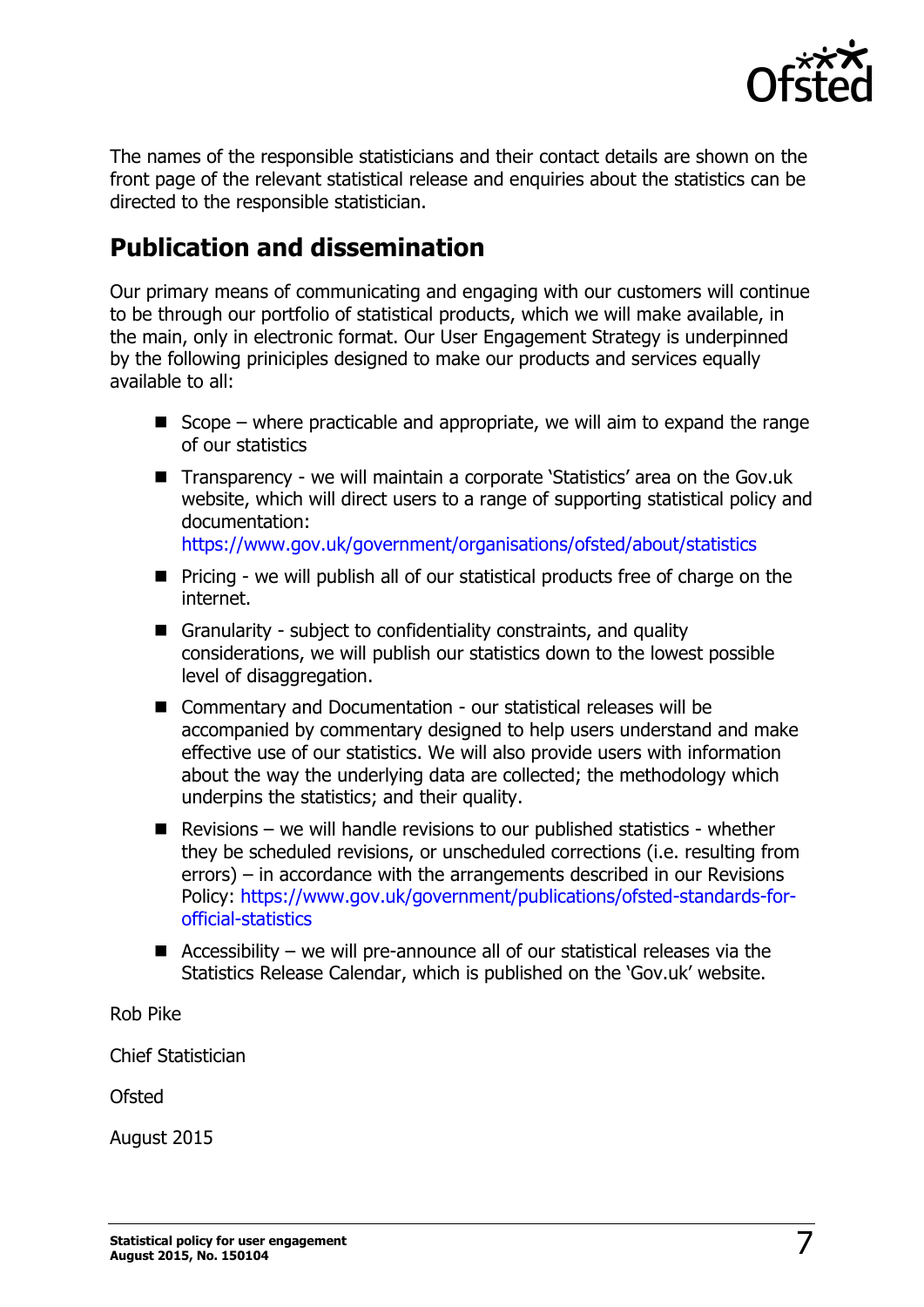The names of the responsible statisticians and their contact details are shown on the front page of the relevant statistical release and enquiries about the statistics can be directed to the responsible statistician.

## Publication and dissemination

Our primary means of communicating and engaging with our customers will continue to be through our portfolio of statistical products, which we will make available, in the main, only in electronic format. Our User Engagement Strategy is underpinned by the following priniciples designed to make our products and services equally available to all:

- Scope – where practicable and appropriate, we will aim to expand the range of our statistics
- Transparency - we will maintain a corporate 'Statistics' area on the Gov.uk website, which will direct users to a range of supporting statistical policy and documentation: https://www.gov.uk/government/organisations/ofsted/about/statistics
- Pricing - we will publish all of our statistical products free of charge on the internet.
- Granularity - subject to confidentiality constraints, and quality considerations, we will publish our statistics down to the lowest possible level of disaggregation.
- Commentary and Documentation - our statistical releases will be accompanied by commentary designed to help users understand and make effective use of our statistics. We will also provide users with information about the way the underlying data are collected; the methodology which underpins the statistics; and their quality.
- Revisions – we will handle revisions to our published statistics - whether they be scheduled revisions, or unscheduled corrections (i.e. resulting from errors) – in accordance with the arrangements described in our Revisions Policy: https://www.gov.uk/government/publications/ofsted-standards-for-official-statistics
- Accessibility – we will pre-announce all of our statistical releases via the Statistics Release Calendar, which is published on the 'Gov.uk' website.

Rob Pike

Chief Statistician

Ofsted

August 2015